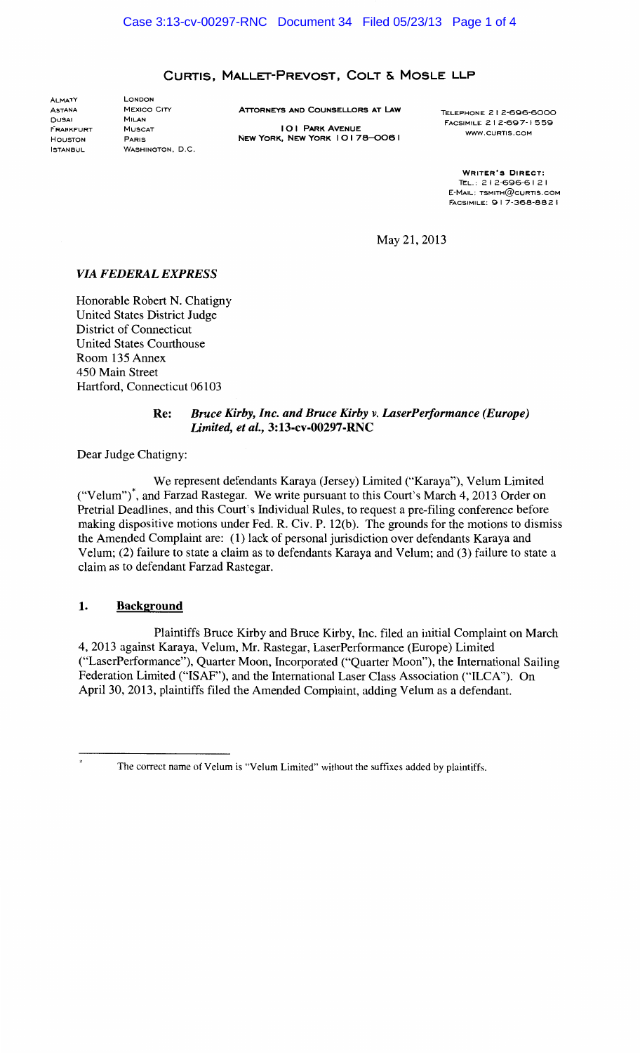# CURTIS, MALLET-PREVOST, COLT & MOSLE LLP

ALMATY
ASTANA
DUBAI
FRANKFURT
HOUSTON
ISTANBUL

LONDON
MEXICO CITY
MILAN
MUSCAT
PARIS
WASHINGTON, D.C.

ATTORNEYS AND COUNSELLORS AT LAW

101 PARK AVENUE
NEW YORK, NEW YORK 10178-0061

TELEPHONE 212-696-6000
FACSIMILE 212-697-1559
WWW.CURTIS.COM

WRITER'S DIRECT:
TEL.: 212-696-6121
E-MAIL: TSMITH@CURTIS.COM
FACSIMILE: 917-368-8821

May 21, 2013

***VIA FEDERAL EXPRESS***

Honorable Robert N. Chatigny
United States District Judge
District of Connecticut
United States Courthouse
Room 135 Annex
450 Main Street
Hartford, Connecticut 06103

**Re: *Bruce Kirby, Inc. and Bruce Kirby v. LaserPerformance (Europe) Limited, et al.*, 3:13-cv-00297-RNC**

Dear Judge Chatigny:

We represent defendants Karaya (Jersey) Limited ("Karaya"), Velum Limited ("Velum")*, and Farzad Rastegar. We write pursuant to this Court's March 4, 2013 Order on Pretrial Deadlines, and this Court's Individual Rules, to request a pre-filing conference before making dispositive motions under Fed. R. Civ. P. 12(b). The grounds for the motions to dismiss the Amended Complaint are: (1) lack of personal jurisdiction over defendants Karaya and Velum; (2) failure to state a claim as to defendants Karaya and Velum; and (3) failure to state a claim as to defendant Farzad Rastegar.

## 1. Background

Plaintiffs Bruce Kirby and Bruce Kirby, Inc. filed an initial Complaint on March 4, 2013 against Karaya, Velum, Mr. Rastegar, LaserPerformance (Europe) Limited ("LaserPerformance"), Quarter Moon, Incorporated ("Quarter Moon"), the International Sailing Federation Limited ("ISAF"), and the International Laser Class Association ("ILCA"). On April 30, 2013, plaintiffs filed the Amended Complaint, adding Velum as a defendant.

---

* The correct name of Velum is "Velum Limited" without the suffixes added by plaintiffs.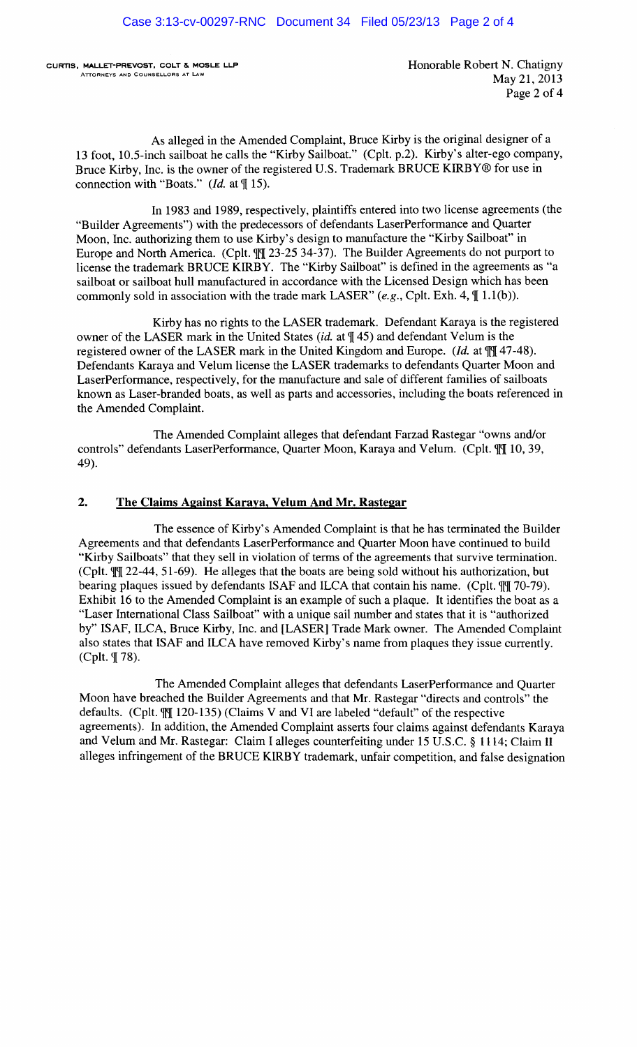As alleged in the Amended Complaint, Bruce Kirby is the original designer of a 13 foot, 10.5-inch sailboat he calls the "Kirby Sailboat." (Cplt. p.2). Kirby's alter-ego company, Bruce Kirby, Inc. is the owner of the registered U.S. Trademark BRUCE KIRBY® for use in connection with "Boats." (*Id.* at ¶ 15).

In 1983 and 1989, respectively, plaintiffs entered into two license agreements (the "Builder Agreements") with the predecessors of defendants LaserPerformance and Quarter Moon, Inc. authorizing them to use Kirby's design to manufacture the "Kirby Sailboat" in Europe and North America. (Cplt. ¶¶ 23-25 34-37). The Builder Agreements do not purport to license the trademark BRUCE KIRBY. The "Kirby Sailboat" is defined in the agreements as "a sailboat or sailboat hull manufactured in accordance with the Licensed Design which has been commonly sold in association with the trade mark LASER" (*e.g.*, Cplt. Exh. 4, ¶ 1.1(b)).

Kirby has no rights to the LASER trademark. Defendant Karaya is the registered owner of the LASER mark in the United States (*id.* at ¶ 45) and defendant Velum is the registered owner of the LASER mark in the United Kingdom and Europe. (*Id.* at ¶¶ 47-48). Defendants Karaya and Velum license the LASER trademarks to defendants Quarter Moon and LaserPerformance, respectively, for the manufacture and sale of different families of sailboats known as Laser-branded boats, as well as parts and accessories, including the boats referenced in the Amended Complaint.

The Amended Complaint alleges that defendant Farzad Rastegar "owns and/or controls" defendants LaserPerformance, Quarter Moon, Karaya and Velum. (Cplt. ¶¶ 10, 39, 49).

## 2. <u>The Claims Against Karaya, Velum And Mr. Rastegar</u>

The essence of Kirby's Amended Complaint is that he has terminated the Builder Agreements and that defendants LaserPerformance and Quarter Moon have continued to build "Kirby Sailboats" that they sell in violation of terms of the agreements that survive termination. (Cplt. ¶¶ 22-44, 51-69). He alleges that the boats are being sold without his authorization, but bearing plaques issued by defendants ISAF and ILCA that contain his name. (Cplt. ¶¶ 70-79). Exhibit 16 to the Amended Complaint is an example of such a plaque. It identifies the boat as a "Laser International Class Sailboat" with a unique sail number and states that it is "authorized by" ISAF, ILCA, Bruce Kirby, Inc. and [LASER] Trade Mark owner. The Amended Complaint also states that ISAF and ILCA have removed Kirby's name from plaques they issue currently. (Cplt. ¶ 78).

The Amended Complaint alleges that defendants LaserPerformance and Quarter Moon have breached the Builder Agreements and that Mr. Rastegar "directs and controls" the defaults. (Cplt. ¶¶ 120-135) (Claims V and VI are labeled "default" of the respective agreements). In addition, the Amended Complaint asserts four claims against defendants Karaya and Velum and Mr. Rastegar: Claim I alleges counterfeiting under 15 U.S.C. § 1114; Claim II alleges infringement of the BRUCE KIRBY trademark, unfair competition, and false designation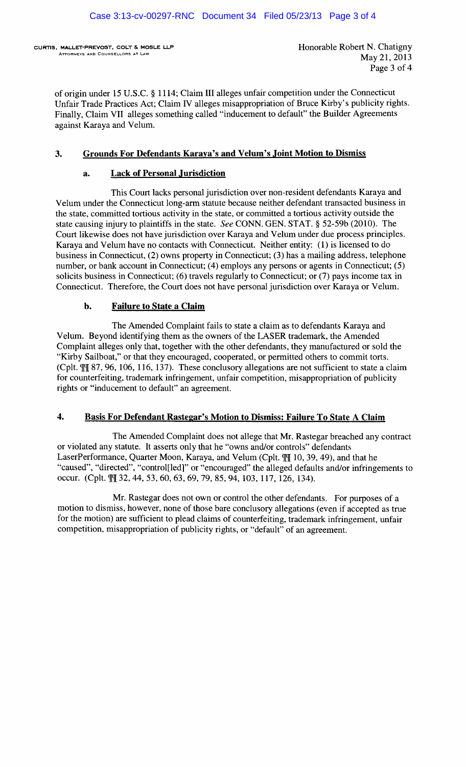of origin under 15 U.S.C. § 1114; Claim III alleges unfair competition under the Connecticut Unfair Trade Practices Act; Claim IV alleges misappropriation of Bruce Kirby's publicity rights. Finally, Claim VII alleges something called "inducement to default" the Builder Agreements against Karaya and Velum.

### 3. Grounds For Defendants Karaya's and Velum's Joint Motion to Dismiss

#### a. Lack of Personal Jurisdiction

This Court lacks personal jurisdiction over non-resident defendants Karaya and Velum under the Connecticut long-arm statute because neither defendant transacted business in the state, committed tortious activity in the state, or committed a tortious activity outside the state causing injury to plaintiffs in the state. *See* CONN. GEN. STAT. § 52-59b (2010). The Court likewise does not have jurisdiction over Karaya and Velum under due process principles. Karaya and Velum have no contacts with Connecticut. Neither entity: (1) is licensed to do business in Connecticut, (2) owns property in Connecticut; (3) has a mailing address, telephone number, or bank account in Connecticut; (4) employs any persons or agents in Connecticut; (5) solicits business in Connecticut; (6) travels regularly to Connecticut; or (7) pays income tax in Connecticut. Therefore, the Court does not have personal jurisdiction over Karaya or Velum.

#### b. Failure to State a Claim

The Amended Complaint fails to state a claim as to defendants Karaya and Velum. Beyond identifying them as the owners of the LASER trademark, the Amended Complaint alleges only that, together with the other defendants, they manufactured or sold the "Kirby Sailboat," or that they encouraged, cooperated, or permitted others to commit torts. (Cplt. ¶¶ 87, 96, 106, 116, 137). These conclusory allegations are not sufficient to state a claim for counterfeiting, trademark infringement, unfair competition, misappropriation of publicity rights or "inducement to default" an agreement.

### 4. Basis For Defendant Rastegar's Motion to Dismiss: Failure To State A Claim

The Amended Complaint does not allege that Mr. Rastegar breached any contract or violated any statute. It asserts only that he "owns and/or controls" defendants LaserPerformance, Quarter Moon, Karaya, and Velum (Cplt. ¶¶ 10, 39, 49), and that he "caused", "directed", "control[led]" or "encouraged" the alleged defaults and/or infringements to occur. (Cplt. ¶¶ 32, 44, 53, 60, 63, 69, 79, 85, 94, 103, 117, 126, 134).

Mr. Rastegar does not own or control the other defendants. For purposes of a motion to dismiss, however, none of those bare conclusory allegations (even if accepted as true for the motion) are sufficient to plead claims of counterfeiting, trademark infringement, unfair competition, misappropriation of publicity rights, or "default" of an agreement.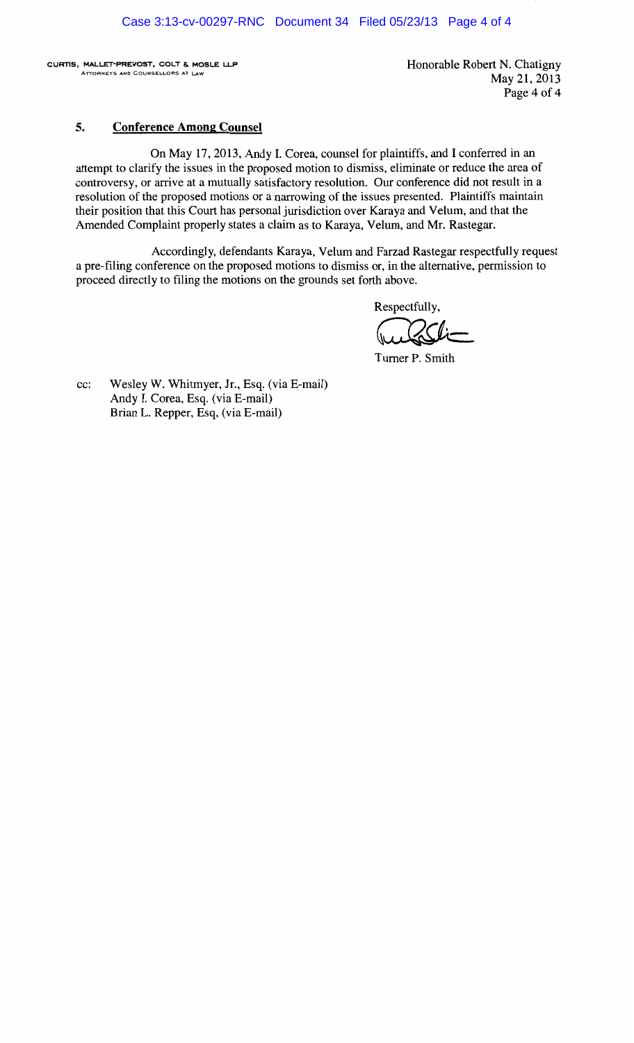**CURTIS, MALLET-PREVOST, COLT & MOSLE LLP**
ATTORNEYS AND COUNSELLORS AT LAW

Honorable Robert N. Chatigny
May 21, 2013
Page 4 of 4

## 5. Conference Among Counsel

On May 17, 2013, Andy I. Corea, counsel for plaintiffs, and I conferred in an attempt to clarify the issues in the proposed motion to dismiss, eliminate or reduce the area of controversy, or arrive at a mutually satisfactory resolution. Our conference did not result in a resolution of the proposed motions or a narrowing of the issues presented. Plaintiffs maintain their position that this Court has personal jurisdiction over Karaya and Velum, and that the Amended Complaint properly states a claim as to Karaya, Velum, and Mr. Rastegar.

Accordingly, defendants Karaya, Velum and Farzad Rastegar respectfully request a pre-filing conference on the proposed motions to dismiss or, in the alternative, permission to proceed directly to filing the motions on the grounds set forth above.

Respectfully,

Turner P. Smith

cc: Wesley W. Whitmyer, Jr., Esq. (via E-mail)
Andy I. Corea, Esq. (via E-mail)
Brian L. Repper, Esq, (via E-mail)